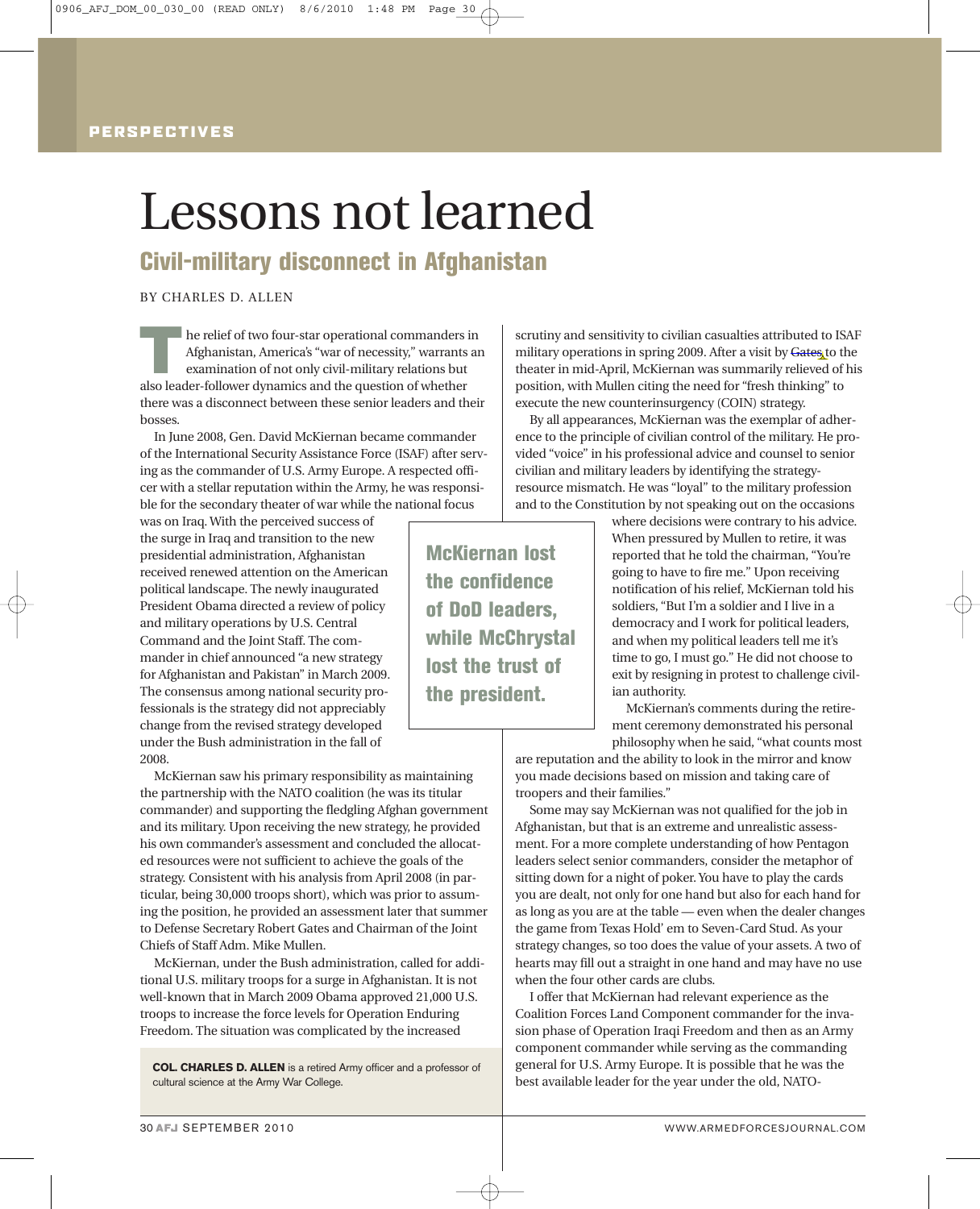PERSPECTIVES

# Lessons not learned

## Civil-military disconnect in Afghanistan

BY CHARLES D. ALLEN

The relief of two four-star operational commanders in Afghanistan, America's "war of necessity," warrants an examination of not only civil-military relations but also leader-follower dynamics and the question of whether there was a disconnect between these senior leaders and their bosses.

In June 2008, Gen. David McKiernan became commander of the International Security Assistance Force (ISAF) after serving as the commander of U.S. Army Europe. A respected officer with a stellar reputation within the Army, he was responsible for the secondary theater of war while the national focus was on Iraq. With the perceived success of the surge in Iraq and transition to the new presidential administration, Afghanistan received renewed attention on the American political landscape. The newly inaugurated President Obama directed a review of policy and military operations by U.S. Central Command and the Joint Staff. The commander in chief announced "a new strategy for Afghanistan and Pakistan" in March 2009. The consensus among national security professionals is the strategy did not appreciably change from the revised strategy developed under the Bush administration in the fall of 2008.

McKiernan saw his primary responsibility as maintaining the partnership with the NATO coalition (he was its titular commander) and supporting the fledgling Afghan government and its military. Upon receiving the new strategy, he provided his own commander's assessment and concluded the allocated resources were not sufficient to achieve the goals of the strategy. Consistent with his analysis from April 2008 (in particular, being 30,000 troops short), which was prior to assuming the position, he provided an assessment later that summer to Defense Secretary Robert Gates and Chairman of the Joint Chiefs of Staff Adm. Mike Mullen.

McKiernan, under the Bush administration, called for additional U.S. military troops for a surge in Afghanistan. It is not well-known that in March 2009 Obama approved 21,000 U.S. troops to increase the force levels for Operation Enduring Freedom. The situation was complicated by the increased scrutiny and sensitivity to civilian casualties attributed to ISAF military operations in spring 2009. After a visit by Gates to the theater in mid-April, McKiernan was summarily relieved of his position, with Mullen citing the need for "fresh thinking" to execute the new counterinsurgency (COIN) strategy.

> **McKiernan lost the confidence of DoD leaders, while McChrystal lost the trust of the president.**

By all appearances, McKiernan was the exemplar of adherence to the principle of civilian control of the military. He provided "voice" in his professional advice and counsel to senior civilian and military leaders by identifying the strategy-resource mismatch. He was "loyal" to the military profession and to the Constitution by not speaking out on the occasions where decisions were contrary to his advice. When pressured by Mullen to retire, it was reported that he told the chairman, "You're going to have to fire me." Upon receiving notification of his relief, McKiernan told his soldiers, "But I'm a soldier and I live in a democracy and I work for political leaders, and when my political leaders tell me it's time to go, I must go." He did not choose to exit by resigning in protest to challenge civilian authority.

McKiernan's comments during the retirement ceremony demonstrated his personal philosophy when he said, "what counts most are reputation and the ability to look in the mirror and know you made decisions based on mission and taking care of troopers and their families."

Some may say McKiernan was not qualified for the job in Afghanistan, but that is an extreme and unrealistic assessment. For a more complete understanding of how Pentagon leaders select senior commanders, consider the metaphor of sitting down for a night of poker. You have to play the cards you are dealt, not only for one hand but also for each hand for as long as you are at the table — even when the dealer changes the game from Texas Hold' em to Seven-Card Stud. As your strategy changes, so too does the value of your assets. A two of hearts may fill out a straight in one hand and may have no use when the four other cards are clubs.

I offer that McKiernan had relevant experience as the Coalition Forces Land Component commander for the invasion phase of Operation Iraqi Freedom and then as an Army component commander while serving as the commanding general for U.S. Army Europe. It is possible that he was the best available leader for the year under the old, NATO-

**COL. CHARLES D. ALLEN** is a retired Army officer and a professor of cultural science at the Army War College.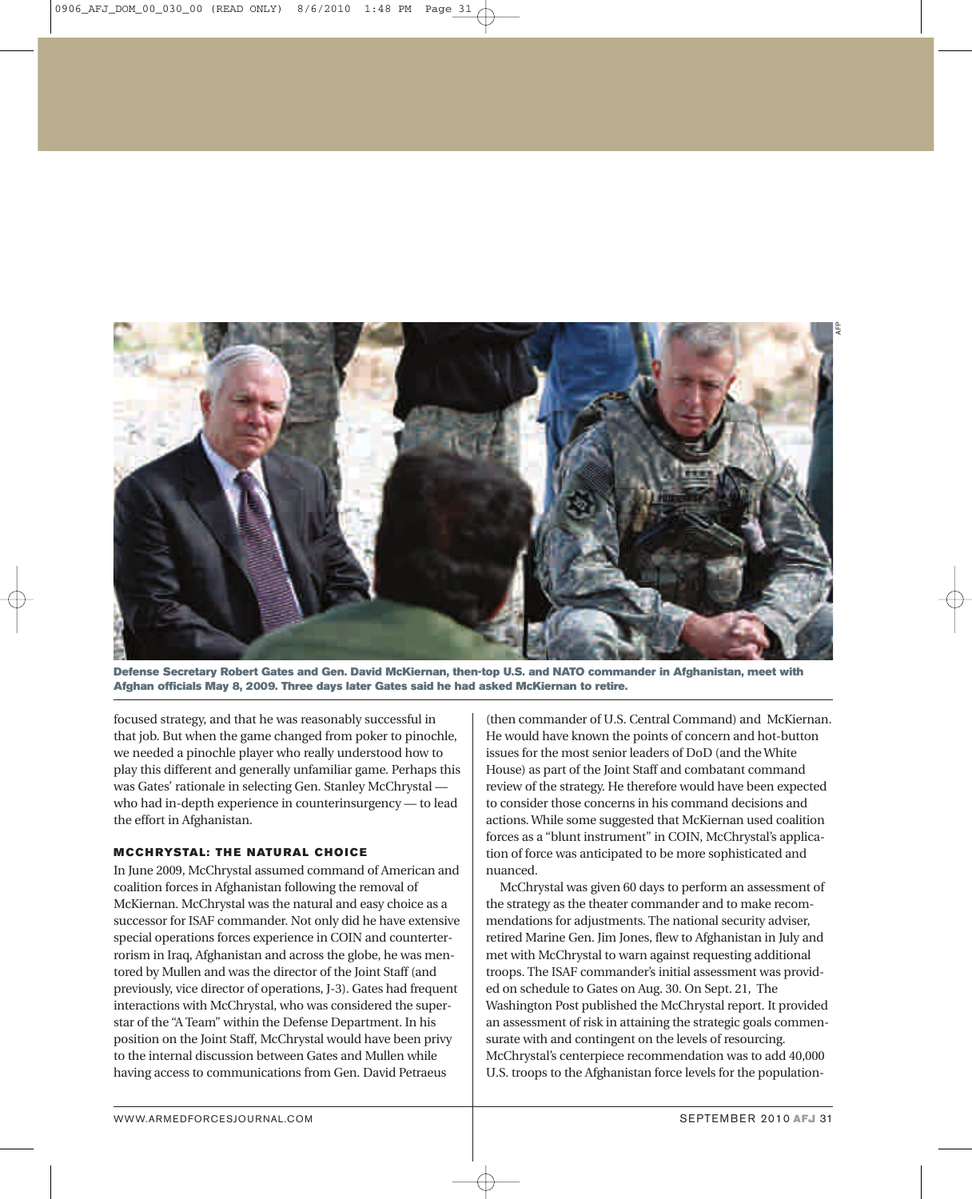Defense Secretary Robert Gates and Gen. David McKiernan, then-top U.S. and NATO commander in Afghanistan, meet with Afghan officials May 8, 2009. Three days later Gates said he had asked McKiernan to retire.

focused strategy, and that he was reasonably successful in that job. But when the game changed from poker to pinochle, we needed a pinochle player who really understood how to play this different and generally unfamiliar game. Perhaps this was Gates' rationale in selecting Gen. Stanley McChrystal — who had in-depth experience in counterinsurgency — to lead the effort in Afghanistan.

### MCCHRYSTAL: THE NATURAL CHOICE

In June 2009, McChrystal assumed command of American and coalition forces in Afghanistan following the removal of McKiernan. McChrystal was the natural and easy choice as a successor for ISAF commander. Not only did he have extensive special operations forces experience in COIN and counterterrorism in Iraq, Afghanistan and across the globe, he was mentored by Mullen and was the director of the Joint Staff (and previously, vice director of operations, J-3). Gates had frequent interactions with McChrystal, who was considered the superstar of the "A Team" within the Defense Department. In his position on the Joint Staff, McChrystal would have been privy to the internal discussion between Gates and Mullen while having access to communications from Gen. David Petraeus (then commander of U.S. Central Command) and McKiernan. He would have known the points of concern and hot-button issues for the most senior leaders of DoD (and the White House) as part of the Joint Staff and combatant command review of the strategy. He therefore would have been expected to consider those concerns in his command decisions and actions. While some suggested that McKiernan used coalition forces as a "blunt instrument" in COIN, McChrystal's application of force was anticipated to be more sophisticated and nuanced.

McChrystal was given 60 days to perform an assessment of the strategy as the theater commander and to make recommendations for adjustments. The national security adviser, retired Marine Gen. Jim Jones, flew to Afghanistan in July and met with McChrystal to warn against requesting additional troops. The ISAF commander's initial assessment was provided on schedule to Gates on Aug. 30. On Sept. 21, The Washington Post published the McChrystal report. It provided an assessment of risk in attaining the strategic goals commensurate with and contingent on the levels of resourcing. McChrystal's centerpiece recommendation was to add 40,000 U.S. troops to the Afghanistan force levels for the population-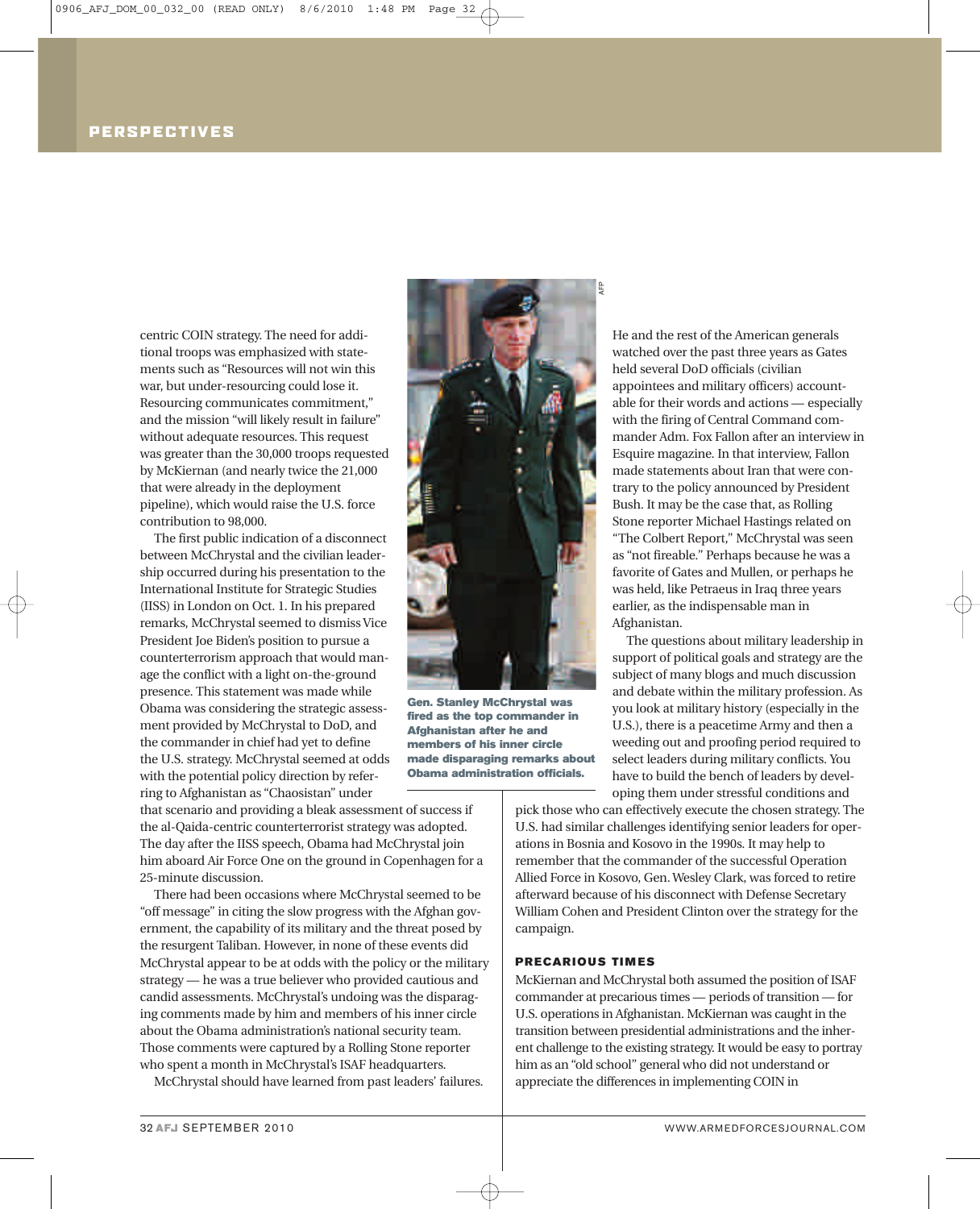centric COIN strategy. The need for additional troops was emphasized with statements such as "Resources will not win this war, but under-resourcing could lose it. Resourcing communicates commitment," and the mission "will likely result in failure" without adequate resources. This request was greater than the 30,000 troops requested by McKiernan (and nearly twice the 21,000 that were already in the deployment pipeline), which would raise the U.S. force contribution to 98,000.

The first public indication of a disconnect between McChrystal and the civilian leadership occurred during his presentation to the International Institute for Strategic Studies (IISS) in London on Oct. 1. In his prepared remarks, McChrystal seemed to dismiss Vice President Joe Biden's position to pursue a counterterrorism approach that would manage the conflict with a light on-the-ground presence. This statement was made while Obama was considering the strategic assessment provided by McChrystal to DoD, and the commander in chief had yet to define the U.S. strategy. McChrystal seemed at odds with the potential policy direction by referring to Afghanistan as "Chaosistan" under that scenario and providing a bleak assessment of success if the al-Qaida-centric counterterrorist strategy was adopted. The day after the IISS speech, Obama had McChrystal join him aboard Air Force One on the ground in Copenhagen for a 25-minute discussion.

**Gen. Stanley McChrystal was fired as the top commander in Afghanistan after he and members of his inner circle made disparaging remarks about Obama administration officials.**

There had been occasions where McChrystal seemed to be "off message" in citing the slow progress with the Afghan government, the capability of its military and the threat posed by the resurgent Taliban. However, in none of these events did McChrystal appear to be at odds with the policy or the military strategy — he was a true believer who provided cautious and candid assessments. McChrystal's undoing was the disparaging comments made by him and members of his inner circle about the Obama administration's national security team. Those comments were captured by a Rolling Stone reporter who spent a month in McChrystal's ISAF headquarters.

McChrystal should have learned from past leaders' failures. He and the rest of the American generals watched over the past three years as Gates held several DoD officials (civilian appointees and military officers) accountable for their words and actions — especially with the firing of Central Command commander Adm. Fox Fallon after an interview in Esquire magazine. In that interview, Fallon made statements about Iran that were contrary to the policy announced by President Bush. It may be the case that, as Rolling Stone reporter Michael Hastings related on "The Colbert Report," McChrystal was seen as "not fireable." Perhaps because he was a favorite of Gates and Mullen, or perhaps he was held, like Petraeus in Iraq three years earlier, as the indispensable man in Afghanistan.

The questions about military leadership in support of political goals and strategy are the subject of many blogs and much discussion and debate within the military profession. As you look at military history (especially in the U.S.), there is a peacetime Army and then a weeding out and proofing period required to select leaders during military conflicts. You have to build the bench of leaders by developing them under stressful conditions and pick those who can effectively execute the chosen strategy. The U.S. had similar challenges identifying senior leaders for operations in Bosnia and Kosovo in the 1990s. It may help to remember that the commander of the successful Operation Allied Force in Kosovo, Gen. Wesley Clark, was forced to retire afterward because of his disconnect with Defense Secretary William Cohen and President Clinton over the strategy for the campaign.

## PRECARIOUS TIMES

McKiernan and McChrystal both assumed the position of ISAF commander at precarious times — periods of transition — for U.S. operations in Afghanistan. McKiernan was caught in the transition between presidential administrations and the inherent challenge to the existing strategy. It would be easy to portray him as an "old school" general who did not understand or appreciate the differences in implementing COIN in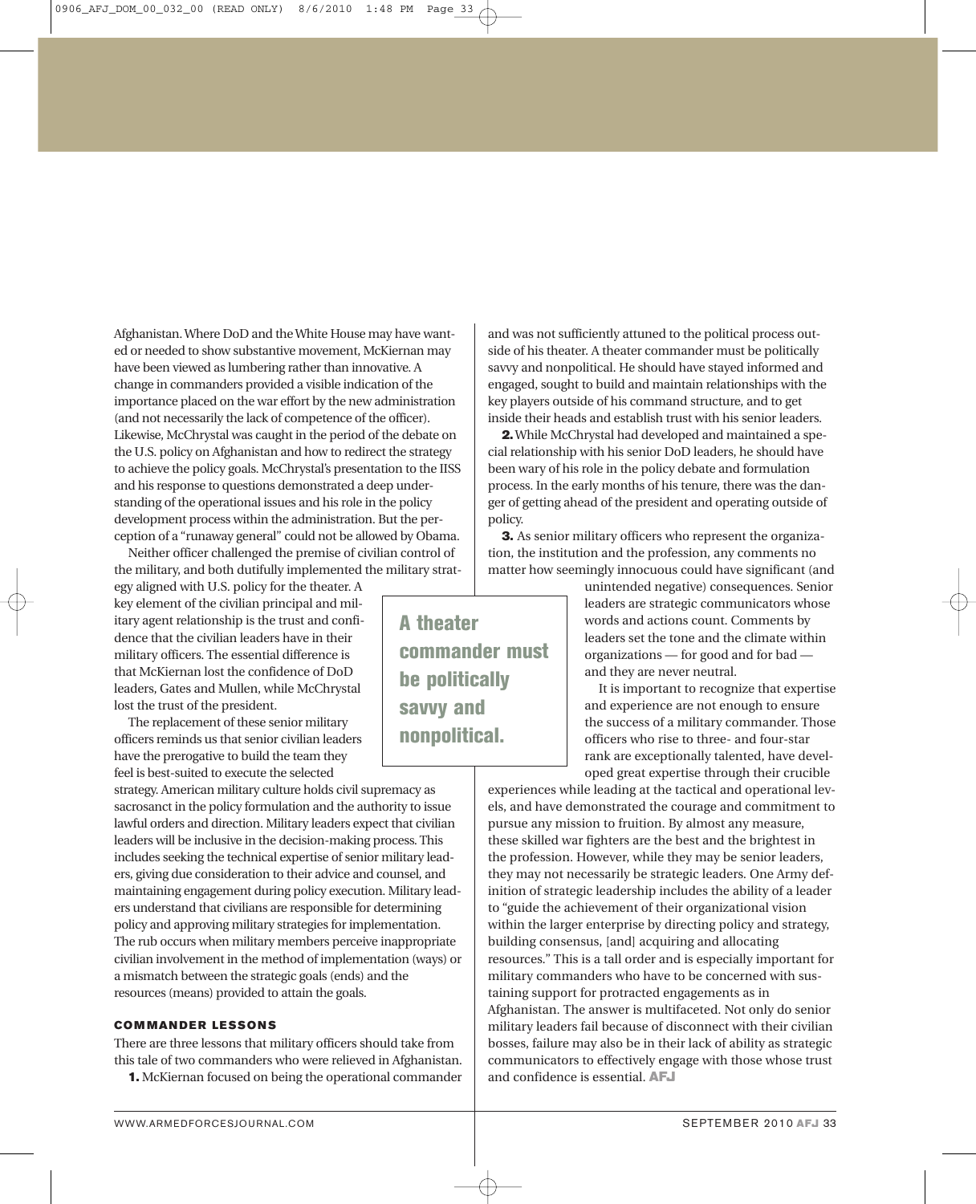Afghanistan. Where DoD and the White House may have wanted or needed to show substantive movement, McKiernan may have been viewed as lumbering rather than innovative. A change in commanders provided a visible indication of the importance placed on the war effort by the new administration (and not necessarily the lack of competence of the officer). Likewise, McChrystal was caught in the period of the debate on the U.S. policy on Afghanistan and how to redirect the strategy to achieve the policy goals. McChrystal's presentation to the IISS and his response to questions demonstrated a deep understanding of the operational issues and his role in the policy development process within the administration. But the perception of a "runaway general" could not be allowed by Obama.

Neither officer challenged the premise of civilian control of the military, and both dutifully implemented the military strategy aligned with U.S. policy for the theater. A key element of the civilian principal and military agent relationship is the trust and confidence that the civilian leaders have in their military officers. The essential difference is that McKiernan lost the confidence of DoD leaders, Gates and Mullen, while McChrystal lost the trust of the president.

The replacement of these senior military officers reminds us that senior civilian leaders have the prerogative to build the team they feel is best-suited to execute the selected strategy. American military culture holds civil supremacy as sacrosanct in the policy formulation and the authority to issue lawful orders and direction. Military leaders expect that civilian leaders will be inclusive in the decision-making process. This includes seeking the technical expertise of senior military leaders, giving due consideration to their advice and counsel, and maintaining engagement during policy execution. Military leaders understand that civilians are responsible for determining policy and approving military strategies for implementation. The rub occurs when military members perceive inappropriate civilian involvement in the method of implementation (ways) or a mismatch between the strategic goals (ends) and the resources (means) provided to attain the goals.

### COMMANDER LESSONS

There are three lessons that military officers should take from this tale of two commanders who were relieved in Afghanistan.

**1.** McKiernan focused on being the operational commander and was not sufficiently attuned to the political process outside of his theater. A theater commander must be politically savvy and nonpolitical. He should have stayed informed and engaged, sought to build and maintain relationships with the key players outside of his command structure, and to get inside their heads and establish trust with his senior leaders.

**2.** While McChrystal had developed and maintained a special relationship with his senior DoD leaders, he should have been wary of his role in the policy debate and formulation process. In the early months of his tenure, there was the danger of getting ahead of the president and operating outside of policy.

**3.** As senior military officers who represent the organization, the institution and the profession, any comments no matter how seemingly innocuous could have significant (and unintended negative) consequences. Senior leaders are strategic communicators whose words and actions count. Comments by leaders set the tone and the climate within organizations — for good and for bad — and they are never neutral.

> **A theater commander must be politically savvy and nonpolitical.**

It is important to recognize that expertise and experience are not enough to ensure the success of a military commander. Those officers who rise to three- and four-star rank are exceptionally talented, have developed great expertise through their crucible experiences while leading at the tactical and operational levels, and have demonstrated the courage and commitment to pursue any mission to fruition. By almost any measure, these skilled war fighters are the best and the brightest in the profession. However, while they may be senior leaders, they may not necessarily be strategic leaders. One Army definition of strategic leadership includes the ability of a leader to "guide the achievement of their organizational vision within the larger enterprise by directing policy and strategy, building consensus, [and] acquiring and allocating resources." This is a tall order and is especially important for military commanders who have to be concerned with sustaining support for protracted engagements as in Afghanistan. The answer is multifaceted. Not only do senior military leaders fail because of disconnect with their civilian bosses, failure may also be in their lack of ability as strategic communicators to effectively engage with those whose trust and confidence is essential. **AFJ**